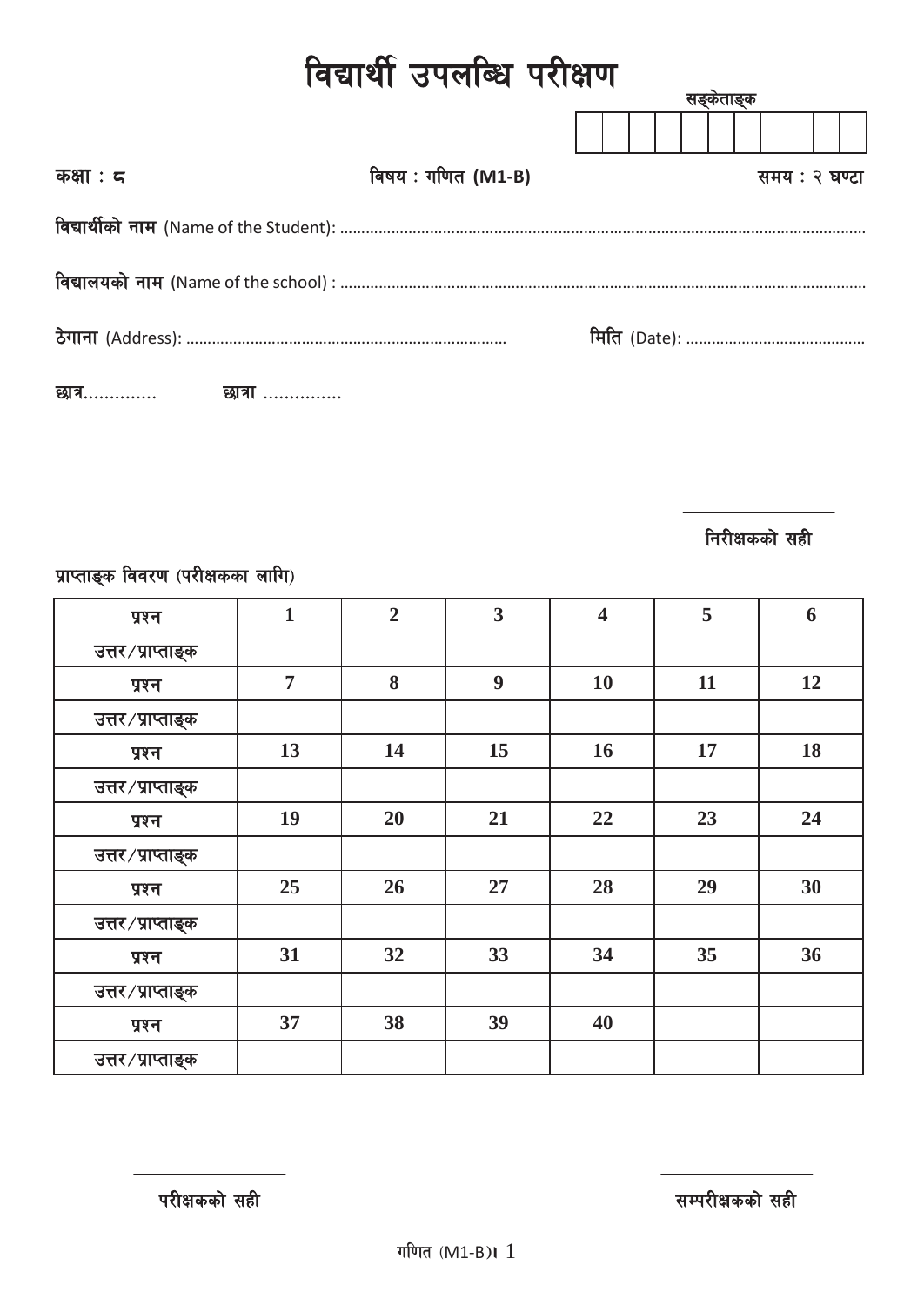# विद्यार्थी उपलब्धि परीक्षण

सङ्केताङ्क

| | | | | | | | | | | |
|---|---|---|---|---|---|---|---|---|---|---|
| | | | | | | | | | | |

कक्षा : ८ विषय : गणित (M1-B) समय : २ घण्टा

**विद्यार्थीको नाम** (Name of the Student): ..............................................................................................................................

**विद्यालयको नाम** (Name of the school) : ..............................................................................................................................

**ठेगाना** (Address): .......................................................................... **मिति** (Date): ..........................................

छात्र............. छात्रा ...............

______________

निरीक्षकको सही

प्राप्ताङ्क विवरण (परीक्षकका लागि)

| प्रश्न | 1 | 2 | 3 | 4 | 5 | 6 |
|---|---|---|---|---|---|---|
| उत्तर/प्राप्ताङ्क | | | | | | |
| प्रश्न | 7 | 8 | 9 | 10 | 11 | 12 |
| उत्तर/प्राप्ताङ्क | | | | | | |
| प्रश्न | 13 | 14 | 15 | 16 | 17 | 18 |
| उत्तर/प्राप्ताङ्क | | | | | | |
| प्रश्न | 19 | 20 | 21 | 22 | 23 | 24 |
| उत्तर/प्राप्ताङ्क | | | | | | |
| प्रश्न | 25 | 26 | 27 | 28 | 29 | 30 |
| उत्तर/प्राप्ताङ्क | | | | | | |
| प्रश्न | 31 | 32 | 33 | 34 | 35 | 36 |
| उत्तर/प्राप्ताङ्क | | | | | | |
| प्रश्न | 37 | 38 | 39 | 40 | | |
| उत्तर/प्राप्ताङ्क | | | | | | |

______________ ______________

परीक्षकको सही सम्परीक्षकको सही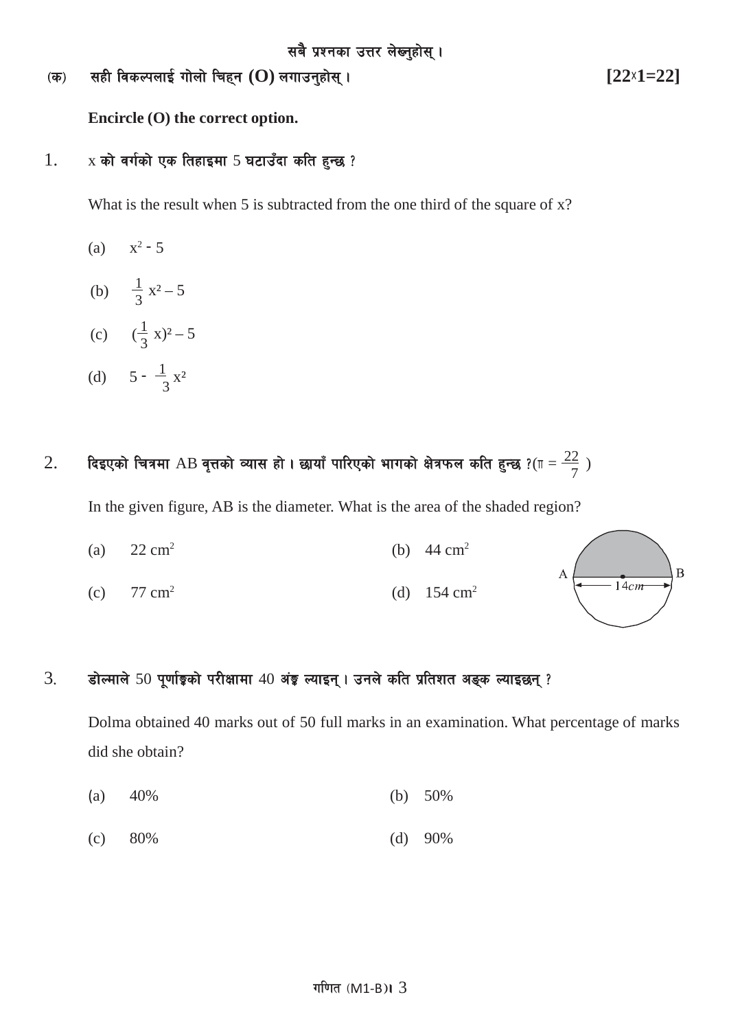सबै प्रश्नका उत्तर लेख्नुहोस् ।

(क) सही विकल्पलाई गोलो चिह्न (O) लगाउनुहोस् । **[22x1=22]**

**Encircle (O) the correct option.**

1. x को वर्गको एक तिहाइमा 5 घटाउँदा कति हुन्छ ?

   What is the result when 5 is subtracted from the one third of the square of x?

   (a) $x^2 - 5$

   (b) $\frac{1}{3}x^2 - 5$

   (c) $(\frac{1}{3}x)^2 - 5$

   (d) $5 - \frac{1}{3}x^2$

2. दिइएको चित्रमा AB वृत्तको व्यास हो । छायाँ पारिएको भागको क्षेत्रफल कति हुन्छ ?($\pi = \frac{22}{7}$)

   In the given figure, AB is the diameter. What is the area of the shaded region?

   (a) 22 $cm^2$ (b) 44 $cm^2$

   (c) 77 $cm^2$ (d) 154 $cm^2$

   A, B, 14cm

3. डोल्माले 50 पूर्णाङ्कको परीक्षामा 40 अंङ्क ल्याइन् । उनले कति प्रतिशत अङ्क ल्याइछन् ?

   Dolma obtained 40 marks out of 50 full marks in an examination. What percentage of marks did she obtain?

   (a) 40% (b) 50%

   (c) 80% (d) 90%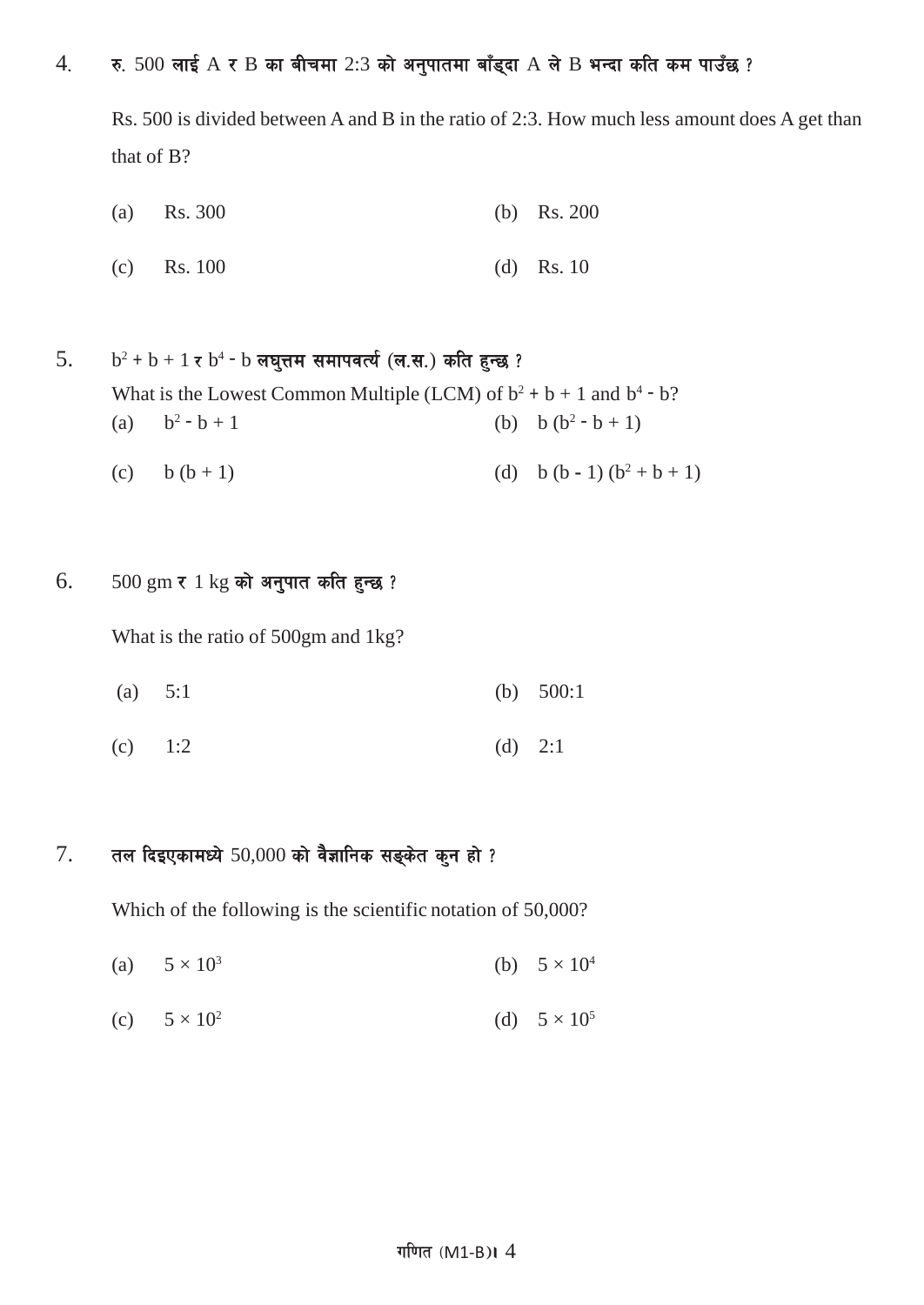4. रु. 500 लाई A र B का बीचमा 2:3 को अनुपातमा बाँड्दा A ले B भन्दा कति कम पाउँछ ?

   Rs. 500 is divided between A and B in the ratio of 2:3. How much less amount does A get than that of B?

   (a) Rs. 300 (b) Rs. 200

   (c) Rs. 100 (d) Rs. 10

5. $b^2 + b + 1$ र $b^4 - b$ लघुत्तम समापवर्त्य (ल.स.) कति हुन्छ ?

   What is the Lowest Common Multiple (LCM) of $b^2 + b + 1$ and $b^4 - b$?

   (a) $b^2 - b + 1$ (b) $b(b^2 - b + 1)$

   (c) $b(b + 1)$ (d) $b(b - 1)(b^2 + b + 1)$

6. 500 gm र 1 kg को अनुपात कति हुन्छ ?

   What is the ratio of 500gm and 1kg?

   (a) 5:1 (b) 500:1

   (c) 1:2 (d) 2:1

7. तल दिइएकामध्ये 50,000 को वैज्ञानिक सङ्केत कुन हो ?

   Which of the following is the scientific notation of 50,000?

   (a) $5 \times 10^3$ (b) $5 \times 10^4$

   (c) $5 \times 10^2$ (d) $5 \times 10^5$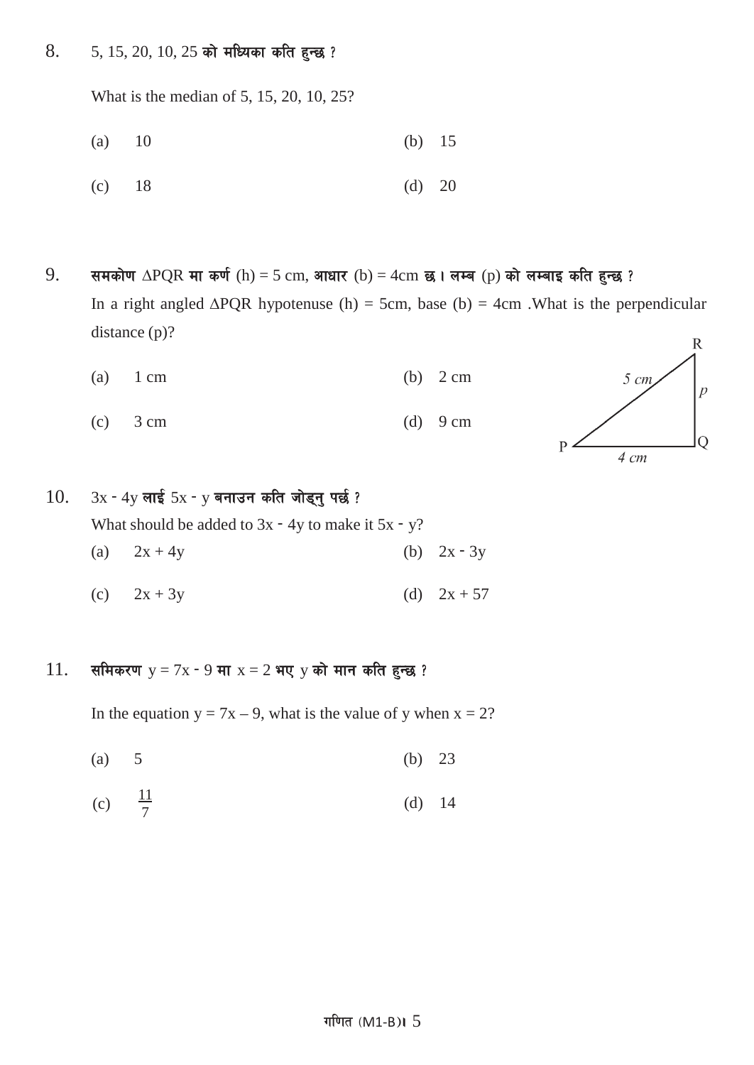8. 5, 15, 20, 10, 25 को मध्यिका कति हुन्छ ?

   What is the median of 5, 15, 20, 10, 25?

   (a) 10 (b) 15

   (c) 18 (d) 20

9. समकोण $\Delta$PQR मा कर्ण (h) = 5 cm, आधार (b) = 4cm छ । लम्ब (p) को लम्बाइ कति हुन्छ ?

   In a right angled $\Delta$PQR hypotenuse (h) = 5cm, base (b) = 4cm .What is the perpendicular distance (p)?

   (a) 1 cm (b) 2 cm

   (c) 3 cm (d) 9 cm

10. $3x - 4y$ लाई $5x - y$ बनाउन कति जोड्नु पर्छ ?

    What should be added to $3x - 4y$ to make it $5x - y$?

    (a) $2x + 4y$ (b) $2x - 3y$

    (c) $2x + 3y$ (d) $2x + 57$

11. समिकरण $y = 7x - 9$ मा $x = 2$ भए y को मान कति हुन्छ ?

    In the equation $y = 7x – 9$, what is the value of y when $x = 2$?

    (a) 5 (b) 23

    (c) $\frac{11}{7}$ (d) 14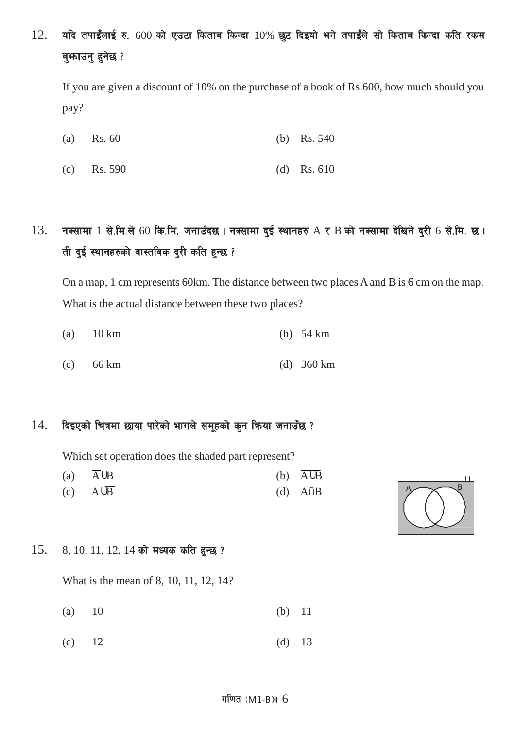12. यदि तपाईंलाई रु. 600 को एउटा किताब किन्दा 10% छुट दिइयो भने तपाईंले सो किताब किन्दा कति रकम बुझाउनु हुनेछ ?

    If you are given a discount of 10% on the purchase of a book of Rs.600, how much should you pay?

    (a) Rs. 60 (b) Rs. 540

    (c) Rs. 590 (d) Rs. 610

13. नक्सामा 1 से.मि.ले 60 कि.मि. जनाउँदछ । नक्सामा दुई स्थानहरु A र B को नक्सामा देखिने दुरी 6 से.मि. छ । ती दुई स्थानहरुको वास्तविक दुरी कति हुन्छ ?

    On a map, 1 cm represents 60km. The distance between two places A and B is 6 cm on the map. What is the actual distance between these two places?

    (a) 10 km (b) 54 km

    (c) 66 km (d) 360 km

14. दिइएको चित्रमा छाया पारेको भागले समूहको कुन क्रिया जनाउँछ ?

    Which set operation does the shaded part represent?

    (a) $\overline{A} \cup B$ (b) $\overline{A \cup B}$

    (c) $A \cup \overline{B}$ (d) $\overline{A \cap B}$

15. 8, 10, 11, 12, 14 को मध्यक कति हुन्छ ?

    What is the mean of 8, 10, 11, 12, 14?

    (a) 10 (b) 11

    (c) 12 (d) 13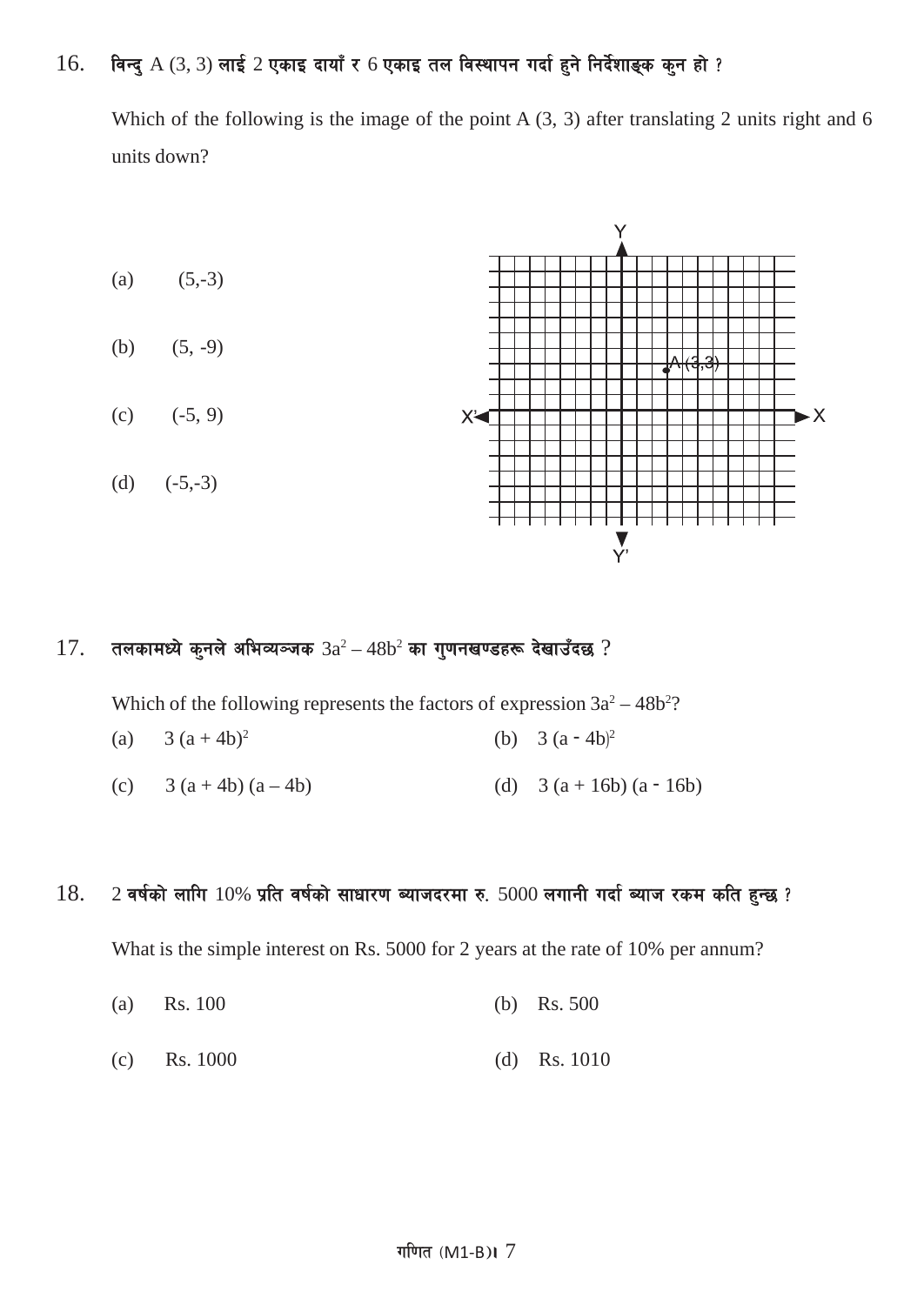16. विन्दु A (3, 3) लाई 2 एकाइ दायाँ र 6 एकाइ तल विस्थापन गर्दा हुने निर्देशाङ्क कुन हो ?

Which of the following is the image of the point A (3, 3) after translating 2 units right and 6 units down?

(a) (5,-3)

(b) (5, -9)

(c) (-5, 9)

(d) (-5,-3)

17. तलकामध्ये कुनले अभिव्यञ्जक $3a^2 - 48b^2$ का गुणनखण्डहरू देखाउँदछ ?

Which of the following represents the factors of expression $3a^2 - 48b^2$?

(a) $3(a + 4b)^2$ (b) $3(a - 4b)^2$

(c) $3(a + 4b)(a - 4b)$ (d) $3(a + 16b)(a - 16b)$

18. 2 वर्षको लागि 10% प्रति वर्षको साधारण ब्याजदरमा रु. 5000 लगानी गर्दा ब्याज रकम कति हुन्छ ?

What is the simple interest on Rs. 5000 for 2 years at the rate of 10% per annum?

(a) Rs. 100 (b) Rs. 500

(c) Rs. 1000 (d) Rs. 1010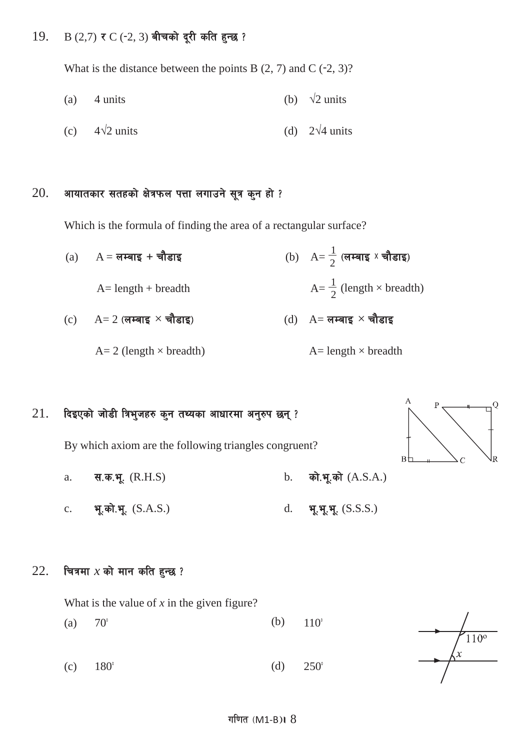19. B (2,7) र C (-2, 3) बीचको दूरी कति हुन्छ ?

What is the distance between the points B (2, 7) and C (-2, 3)?

(a) 4 units  (b) $\sqrt{2}$ units

(c) $4\sqrt{2}$ units  (d) $2\sqrt{4}$ units

20. आयातकार सतहको क्षेत्रफल पत्ता लगाउने सूत्र कुन हो ?

Which is the formula of finding the area of a rectangular surface?

(a) A = लम्बाइ + चौडाइ

A= length + breadth

(b) A= $\frac{1}{2}$ (लम्बाइ x चौडाइ)

A= $\frac{1}{2}$ (length × breadth)

(c) A= 2 (लम्बाइ × चौडाइ)

A= 2 (length × breadth)

(d) A= लम्बाइ × चौडाइ

A= length × breadth

21. दिइएको जोडी त्रिभुजहरु कुन तथ्यका आधारमा अनुरुप छन् ?

By which axiom are the following triangles congruent?

a. स.क.भू. (R.H.S)  b. को.भू.को (A.S.A.)

c. भू.को.भू. (S.A.S.)  d. भू.भू.भू. (S.S.S.)

22. चित्रमा $x$ को मान कति हुन्छ ?

What is the value of $x$ in the given figure?

(a) 70°  (b) 110°

(c) 180°  (d) 250°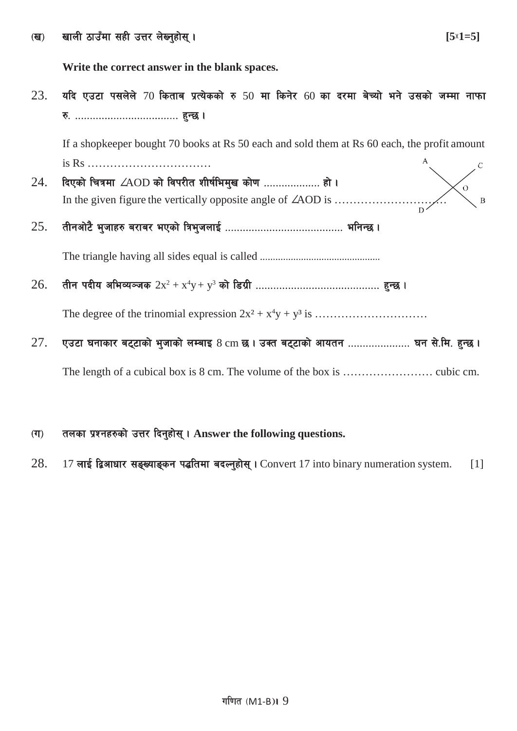(ख) खाली ठाउँमा सही उत्तर लेख्नुहोस् । **[5x1=5]**

**Write the correct answer in the blank spaces.**

23. यदि एउटा पसलेले 70 किताब प्रत्येकको रु 50 मा किनेर 60 का दरमा बेच्यो भने उसको जम्मा नाफा रु. .................................... हुन्छ ।

    If a shopkeeper bought 70 books at Rs 50 each and sold them at Rs 60 each, the profit amount is Rs ……………………………

24. दिएको चित्रमा $\angle AOD$ को विपरीत शीर्षभिमुख कोण ................... हो ।
    In the given figure the vertically opposite angle of $\angle AOD$ is …………………………

    A, C, O, D, B

25. तीनओटै भुजाहरु बराबर भएको त्रिभुजलाई ........................................ भनिन्छ ।

    The triangle having all sides equal is called ..............................................

26. तीन पदीय अभिव्यञ्जक $2x^2 + x^4y + y^3$ को डिग्री .......................................... हुन्छ ।

    The degree of the trinomial expression $2x^2 + x^4y + y^3$ is …………………………

27. एउटा घनाकार बट्टाको भुजाको लम्बाइ 8 cm छ । उक्त बट्टाको आयतन ..................... घन से.मि. हुन्छ ।

    The length of a cubical box is 8 cm. The volume of the box is …………………… cubic cm.

(ग) तलका प्रश्नहरुको उत्तर दिनुहोस् । **Answer the following questions.**

28. 17 लाई द्विआधार सङ्ख्याङ्कन पद्धतिमा बदल्नुहोस् । Convert 17 into binary numeration system. [1]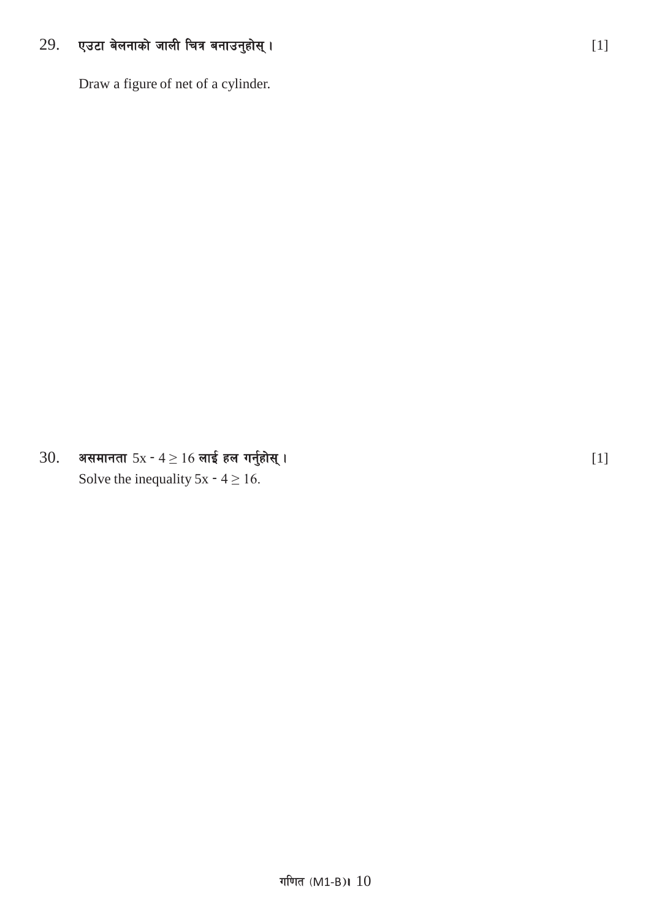29. एउटा बेलनाको जाली चित्र बनाउनुहोस् । [1]

Draw a figure of net of a cylinder.

30. असमानता $5x - 4 \geq 16$ लाई हल गर्नुहोस् । [1]

Solve the inequality $5x - 4 \geq 16$.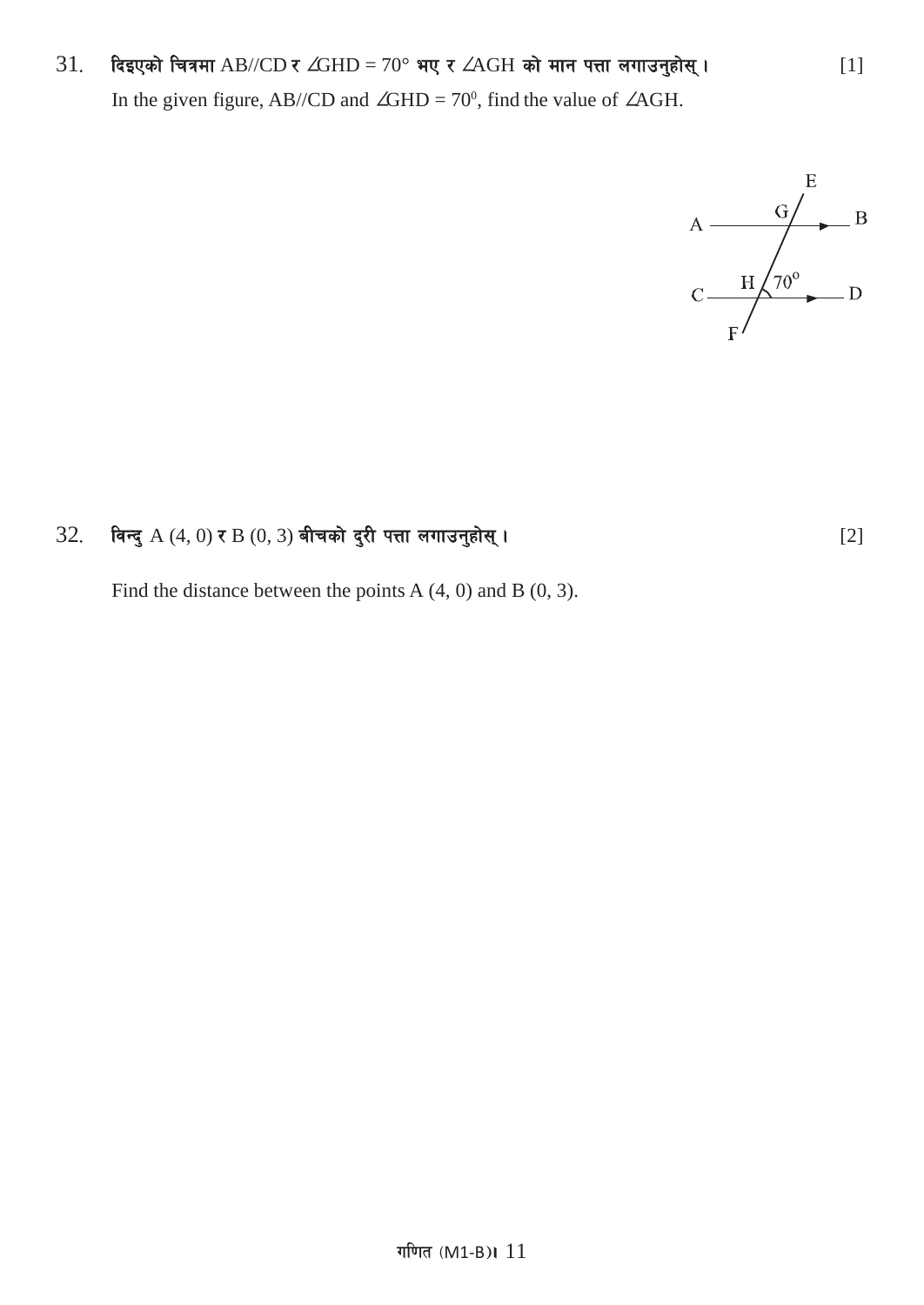31. दिइएको चित्रमा AB//CD र $\angle GHD = 70°$ भए र $\angle AGH$ को मान पत्ता लगाउनुहोस्। [1]

In the given figure, AB//CD and $\angle GHD = 70^0$, find the value of $\angle AGH$.

32. विन्दु A (4, 0) र B (0, 3) बीचको दुरी पत्ता लगाउनुहोस्। [2]

Find the distance between the points A (4, 0) and B (0, 3).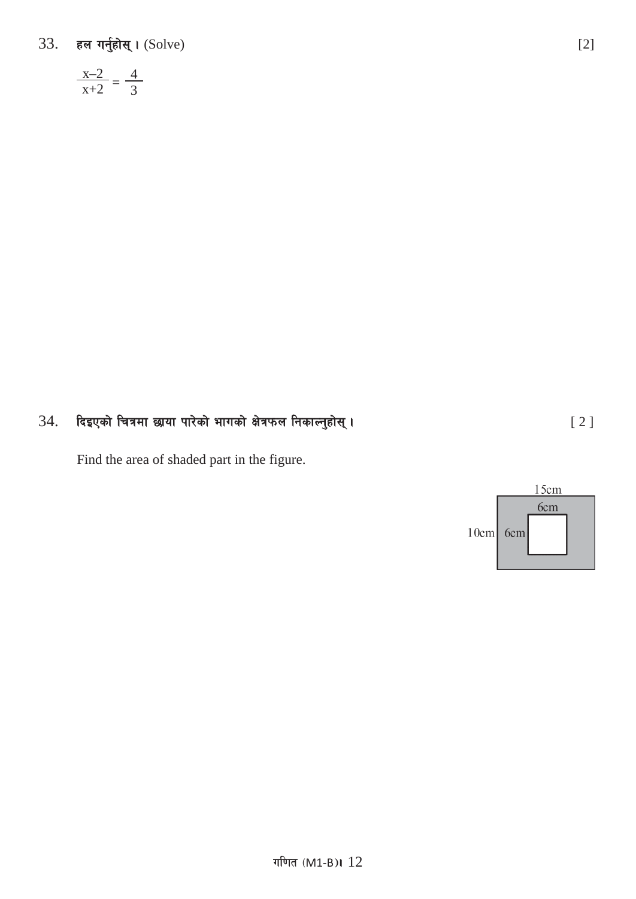33. हल गर्नुहोस् । (Solve) [2]

$$\frac{x-2}{x+2} = \frac{4}{3}$$

34. दिइएको चित्रमा छाया पारेको भागको क्षेत्रफल निकाल्नुहोस् । [ 2 ]

Find the area of shaded part in the figure.

15cm

6cm

10cm 6cm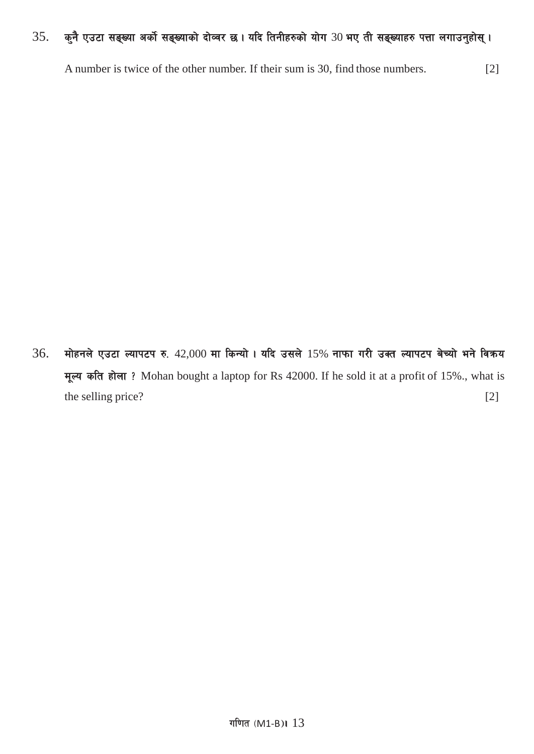35. कुनै एउटा सङ्ख्या अर्को सङ्ख्याको दोव्वर छ । यदि तिनीहरुको योग 30 भए ती सङ्ख्याहरु पत्ता लगाउनुहोस् ।

A number is twice of the other number. If their sum is 30, find those numbers. [2]

36. मोहनले एउटा ल्यापटप रु. 42,000 मा किन्यो । यदि उसले 15% नाफा गरी उक्त ल्यापटप बेच्यो भने विक्रय मूल्य कति होला ? Mohan bought a laptop for Rs 42000. If he sold it at a profit of 15%., what is the selling price? [2]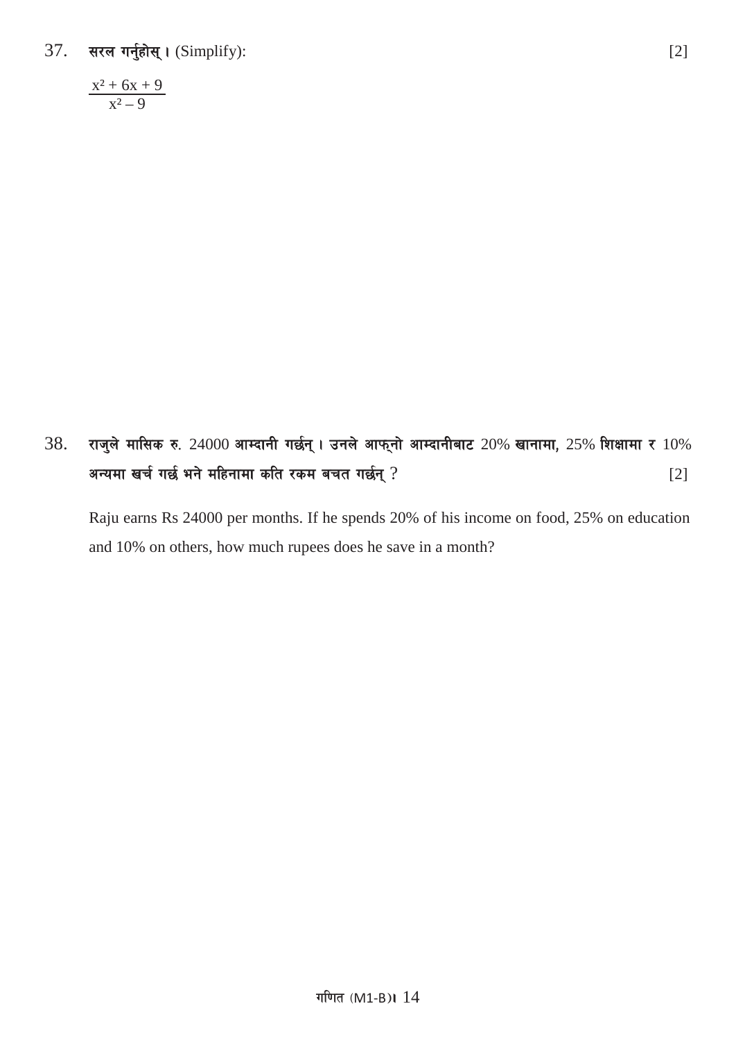37. **सरल गर्नुहोस् ।** (Simplify): [2]

$$\frac{x^2 + 6x + 9}{x^2 - 9}$$

38. **राजुले मासिक रु.** 24000 **आम्दानी गर्छन् । उनले आफ्नो आम्दानीबाट** 20% **खानामा,** 25% **शिक्षामा र** 10% **अन्यमा खर्च गर्छ भने महिनामा कति रकम बचत गर्छन्** ? [2]

Raju earns Rs 24000 per months. If he spends 20% of his income on food, 25% on education and 10% on others, how much rupees does he save in a month?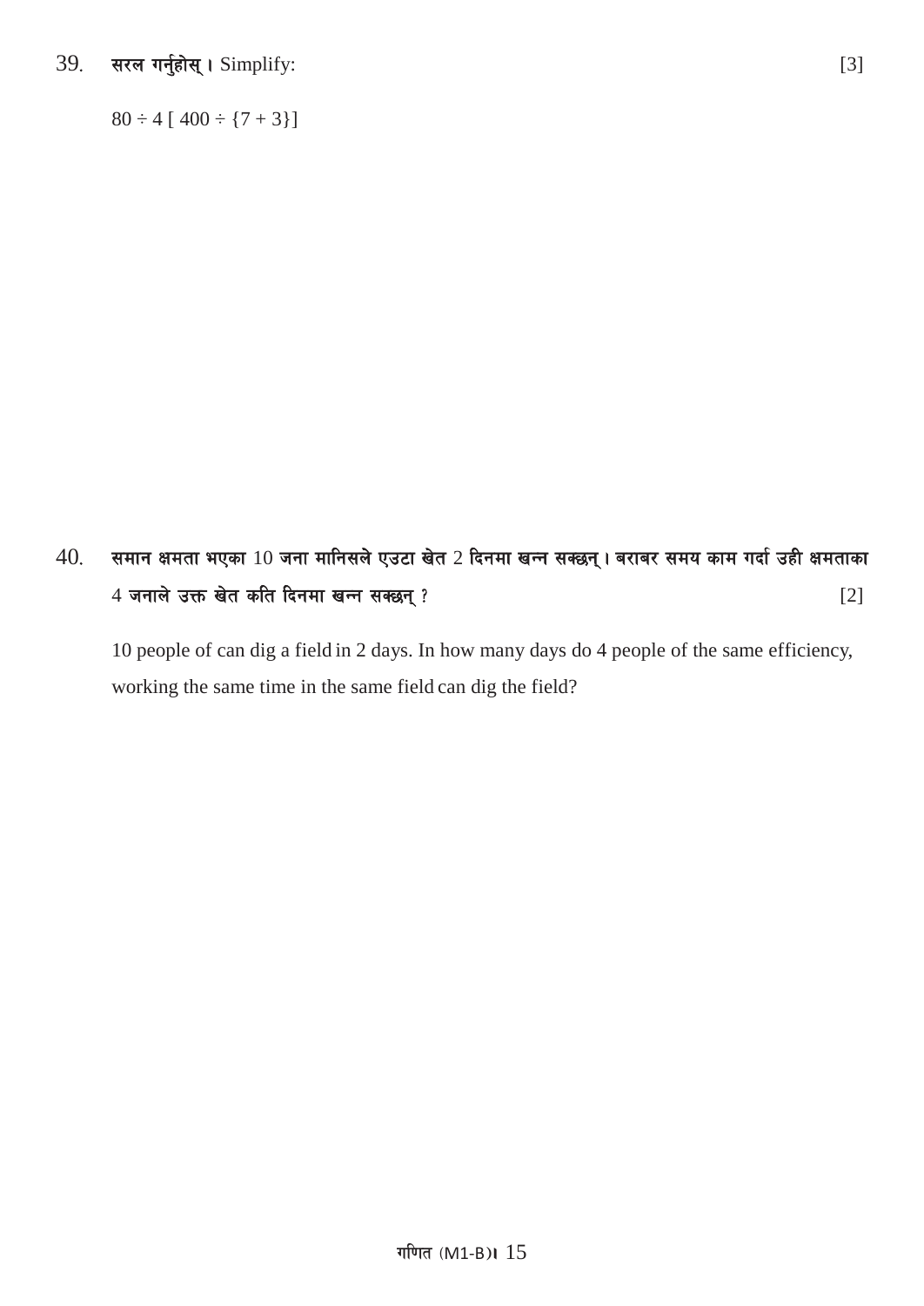39. सरल गर्नुहोस् । Simplify: [3]

$80 \div 4 [ 400 \div \{7 + 3\}]$

40. समान क्षमता भएका 10 जना मानिसले एउटा खेत 2 दिनमा खन्न सक्छन् । बराबर समय काम गर्दा उही क्षमताका 4 जनाले उक्त खेत कति दिनमा खन्न सक्छन् ? [2]

10 people of can dig a field in 2 days. In how many days do 4 people of the same efficiency, working the same time in the same field can dig the field?